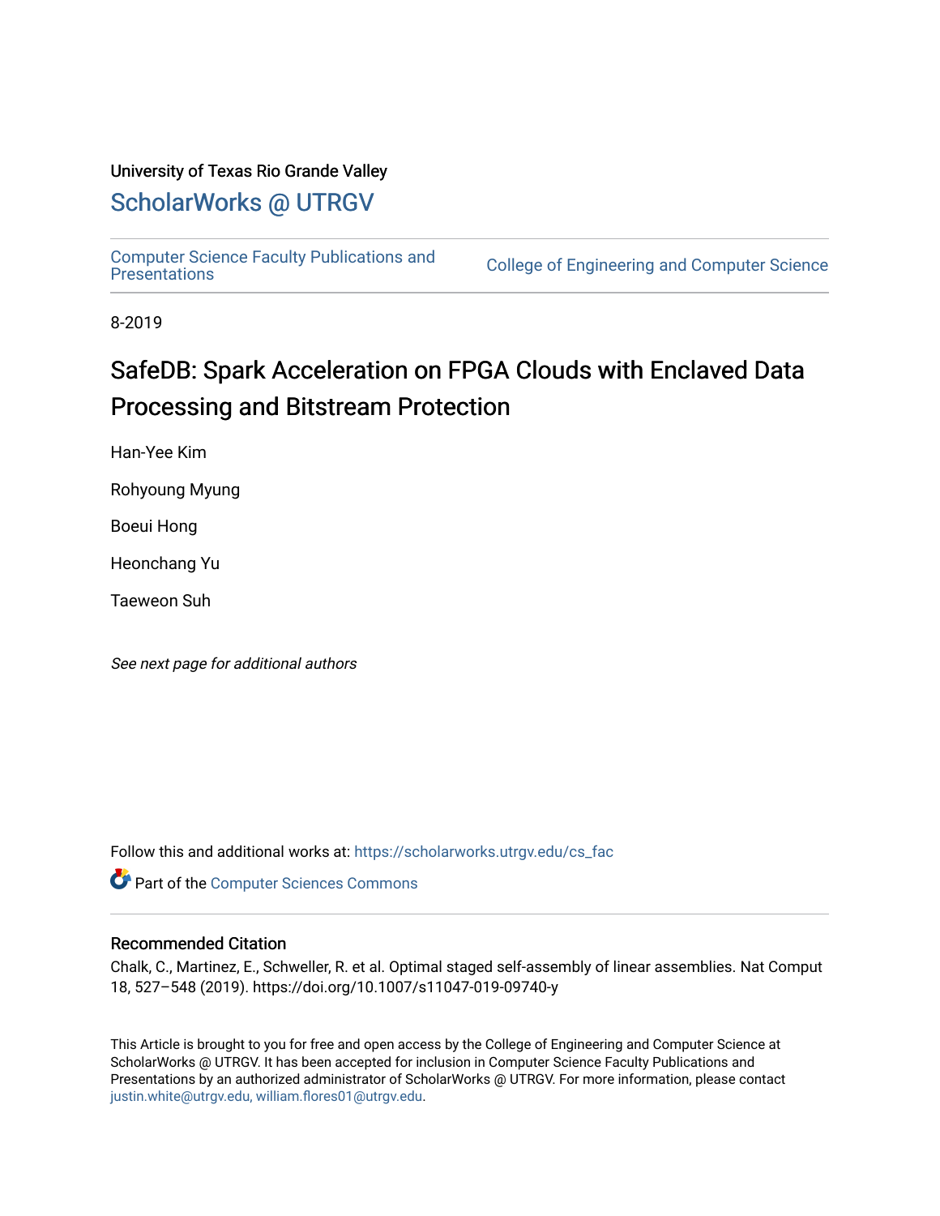University of Texas Rio Grande Valley

## ScholarWorks @ UTRGV

Computer Science Faculty Publications and Presentations | College of Engineering and Computer Science

8-2019

# SafeDB: Spark Acceleration on FPGA Clouds with Enclaved Data Processing and Bitstream Protection

Han-Yee Kim

Rohyoung Myung

Boeui Hong

Heonchang Yu

Taeweon Suh

*See next page for additional authors*

Follow this and additional works at: https://scholarworks.utrgv.edu/cs_fac

Part of the Computer Sciences Commons

### Recommended Citation

Chalk, C., Martinez, E., Schweller, R. et al. Optimal staged self-assembly of linear assemblies. Nat Comput 18, 527–548 (2019). https://doi.org/10.1007/s11047-019-09740-y

This Article is brought to you for free and open access by the College of Engineering and Computer Science at ScholarWorks @ UTRGV. It has been accepted for inclusion in Computer Science Faculty Publications and Presentations by an authorized administrator of ScholarWorks @ UTRGV. For more information, please contact justin.white@utrgv.edu, william.flores01@utrgv.edu.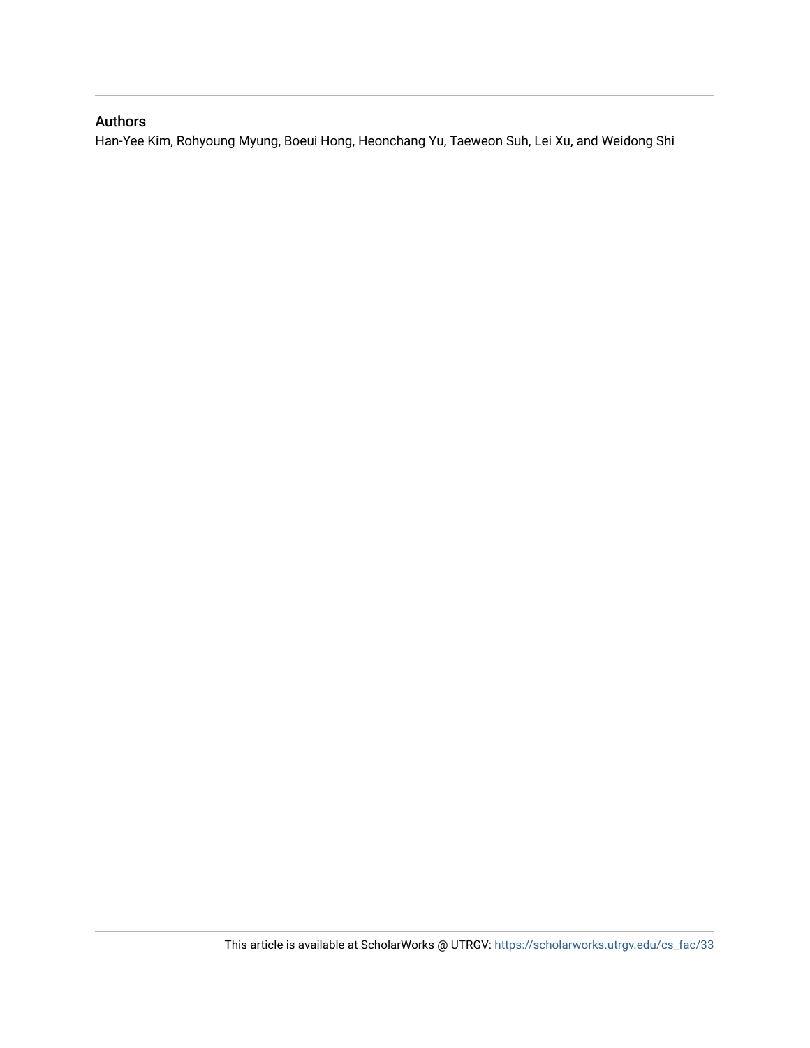## Authors

Han-Yee Kim, Rohyoung Myung, Boeui Hong, Heonchang Yu, Taeweon Suh, Lei Xu, and Weidong Shi

This article is available at ScholarWorks @ UTRGV: https://scholarworks.utrgv.edu/cs_fac/33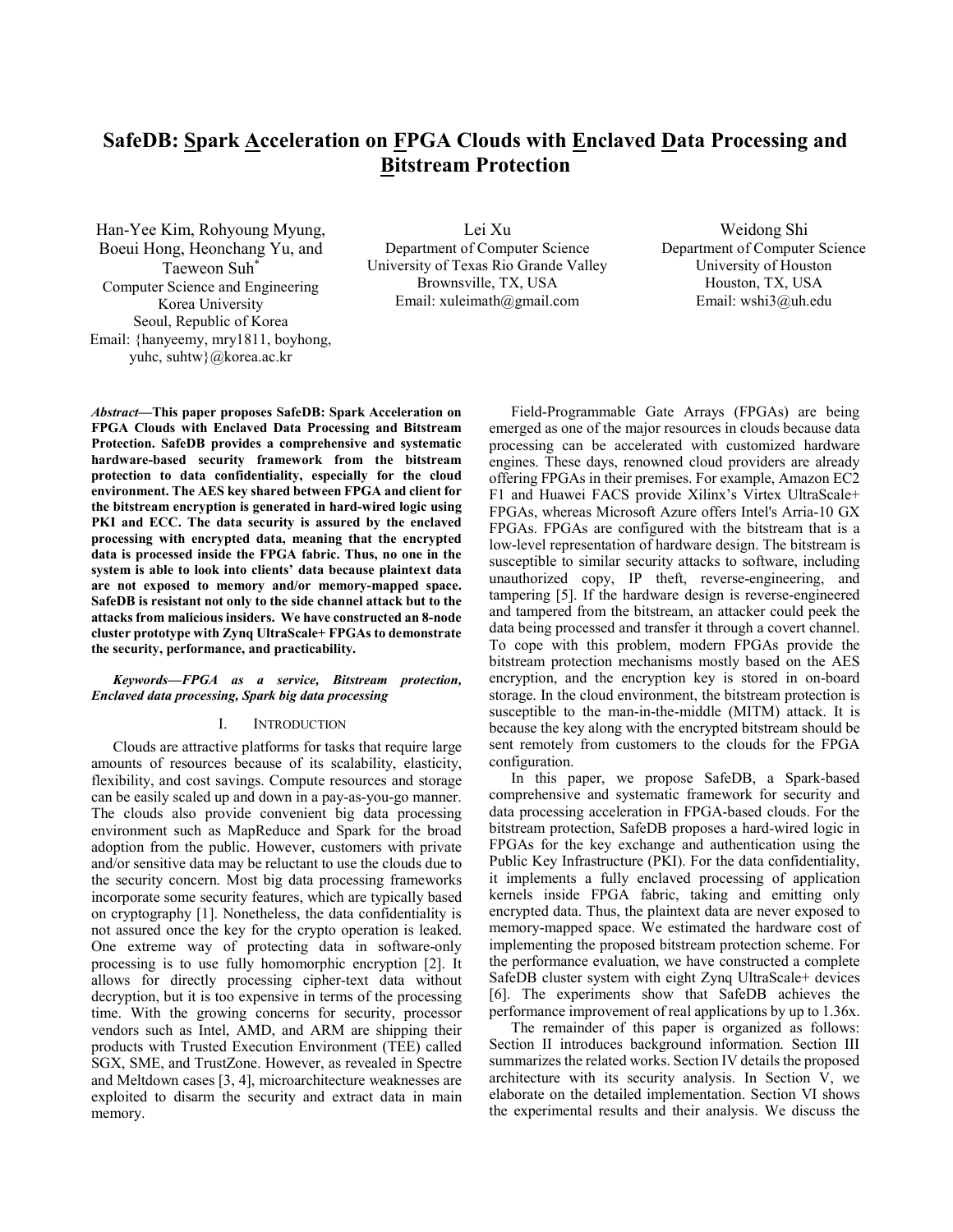# SafeDB: Spark Acceleration on FPGA Clouds with Enclaved Data Processing and Bitstream Protection

Han-Yee Kim, Rohyoung Myung, Boeui Hong, Heonchang Yu, and Taeweon Suh*
Computer Science and Engineering
Korea University
Seoul, Republic of Korea
Email: {hanyeemy, mry1811, boyhong, yuhc, suhtw}@korea.ac.kr

Lei Xu
Department of Computer Science
University of Texas Rio Grande Valley
Brownsville, TX, USA
Email: xuleimath@gmail.com

Weidong Shi
Department of Computer Science
University of Houston
Houston, TX, USA
Email: wshi3@uh.edu

***Abstract*—This paper proposes SafeDB: Spark Acceleration on FPGA Clouds with Enclaved Data Processing and Bitstream Protection. SafeDB provides a comprehensive and systematic hardware-based security framework from the bitstream protection to data confidentiality, especially for the cloud environment. The AES key shared between FPGA and client for the bitstream encryption is generated in hard-wired logic using PKI and ECC. The data security is assured by the enclaved processing with encrypted data, meaning that the encrypted data is processed inside the FPGA fabric. Thus, no one in the system is able to look into clients' data because plaintext data are not exposed to memory and/or memory-mapped space. SafeDB is resistant not only to the side channel attack but to the attacks from malicious insiders. We have constructed an 8-node cluster prototype with Zynq UltraScale+ FPGAs to demonstrate the security, performance, and practicability.**

***Keywords—FPGA as a service, Bitstream protection, Enclaved data processing, Spark big data processing***

## I. Introduction

Clouds are attractive platforms for tasks that require large amounts of resources because of its scalability, elasticity, flexibility, and cost savings. Compute resources and storage can be easily scaled up and down in a pay-as-you-go manner. The clouds also provide convenient big data processing environment such as MapReduce and Spark for the broad adoption from the public. However, customers with private and/or sensitive data may be reluctant to use the clouds due to the security concern. Most big data processing frameworks incorporate some security features, which are typically based on cryptography [1]. Nonetheless, the data confidentiality is not assured once the key for the crypto operation is leaked. One extreme way of protecting data in software-only processing is to use fully homomorphic encryption [2]. It allows for directly processing cipher-text data without decryption, but it is too expensive in terms of the processing time. With the growing concerns for security, processor vendors such as Intel, AMD, and ARM are shipping their products with Trusted Execution Environment (TEE) called SGX, SME, and TrustZone. However, as revealed in Spectre and Meltdown cases [3, 4], microarchitecture weaknesses are exploited to disarm the security and extract data in main memory.

Field-Programmable Gate Arrays (FPGAs) are being emerged as one of the major resources in clouds because data processing can be accelerated with customized hardware engines. These days, renowned cloud providers are already offering FPGAs in their premises. For example, Amazon EC2 F1 and Huawei FACS provide Xilinx's Virtex UltraScale+ FPGAs, whereas Microsoft Azure offers Intel's Arria-10 GX FPGAs. FPGAs are configured with the bitstream that is a low-level representation of hardware design. The bitstream is susceptible to similar security attacks to software, including unauthorized copy, IP theft, reverse-engineering, and tampering [5]. If the hardware design is reverse-engineered and tampered from the bitstream, an attacker could peek the data being processed and transfer it through a covert channel. To cope with this problem, modern FPGAs provide the bitstream protection mechanisms mostly based on the AES encryption, and the encryption key is stored in on-board storage. In the cloud environment, the bitstream protection is susceptible to the man-in-the-middle (MITM) attack. It is because the key along with the encrypted bitstream should be sent remotely from customers to the clouds for the FPGA configuration.

In this paper, we propose SafeDB, a Spark-based comprehensive and systematic framework for security and data processing acceleration in FPGA-based clouds. For the bitstream protection, SafeDB proposes a hard-wired logic in FPGAs for the key exchange and authentication using the Public Key Infrastructure (PKI). For the data confidentiality, it implements a fully enclaved processing of application kernels inside FPGA fabric, taking and emitting only encrypted data. Thus, the plaintext data are never exposed to memory-mapped space. We estimated the hardware cost of implementing the proposed bitstream protection scheme. For the performance evaluation, we have constructed a complete SafeDB cluster system with eight Zynq UltraScale+ devices [6]. The experiments show that SafeDB achieves the performance improvement of real applications by up to 1.36x.

The remainder of this paper is organized as follows: Section II introduces background information. Section III summarizes the related works. Section IV details the proposed architecture with its security analysis. In Section V, we elaborate on the detailed implementation. Section VI shows the experimental results and their analysis. We discuss the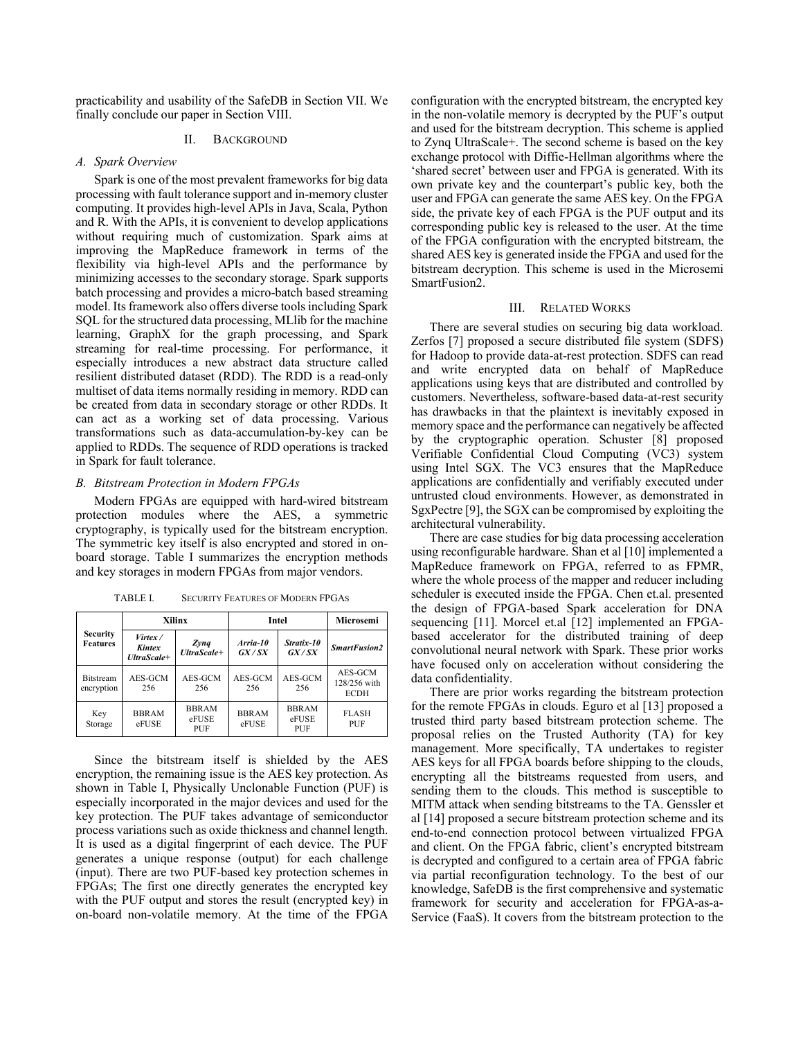practicability and usability of the SafeDB in Section VII. We finally conclude our paper in Section VIII.

## II. Background

### A. Spark Overview

Spark is one of the most prevalent frameworks for big data processing with fault tolerance support and in-memory cluster computing. It provides high-level APIs in Java, Scala, Python and R. With the APIs, it is convenient to develop applications without requiring much of customization. Spark aims at improving the MapReduce framework in terms of the flexibility via high-level APIs and the performance by minimizing accesses to the secondary storage. Spark supports batch processing and provides a micro-batch based streaming model. Its framework also offers diverse tools including Spark SQL for the structured data processing, MLlib for the machine learning, GraphX for the graph processing, and Spark streaming for real-time processing. For performance, it especially introduces a new abstract data structure called resilient distributed dataset (RDD). The RDD is a read-only multiset of data items normally residing in memory. RDD can be created from data in secondary storage or other RDDs. It can act as a working set of data processing. Various transformations such as data-accumulation-by-key can be applied to RDDs. The sequence of RDD operations is tracked in Spark for fault tolerance.

### B. Bitstream Protection in Modern FPGAs

Modern FPGAs are equipped with hard-wired bitstream protection modules where the AES, a symmetric cryptography, is typically used for the bitstream encryption. The symmetric key itself is also encrypted and stored in on-board storage. Table I summarizes the encryption methods and key storages in modern FPGAs from major vendors.

TABLE I. Security Features of Modern FPGAs

| Security Features | Xilinx | | Intel | | Microsemi |
|---|---|---|---|---|---|
| | *Virtex / Kintex UltraScale+* | *Zynq UltraScale+* | *Arria-10 GX / SX* | *Stratix-10 GX / SX* | *SmartFusion2* |
| Bitstream encryption | AES-GCM 256 | AES-GCM 256 | AES-GCM 256 | AES-GCM 256 | AES-GCM 128/256 with ECDH |
| Key Storage | BBRAM eFUSE | BBRAM eFUSE PUF | BBRAM eFUSE | BBRAM eFUSE PUF | FLASH PUF |

Since the bitstream itself is shielded by the AES encryption, the remaining issue is the AES key protection. As shown in Table I, Physically Unclonable Function (PUF) is especially incorporated in the major devices and used for the key protection. The PUF takes advantage of semiconductor process variations such as oxide thickness and channel length. It is used as a digital fingerprint of each device. The PUF generates a unique response (output) for each challenge (input). There are two PUF-based key protection schemes in FPGAs; The first one directly generates the encrypted key with the PUF output and stores the result (encrypted key) in on-board non-volatile memory. At the time of the FPGA configuration with the encrypted bitstream, the encrypted key in the non-volatile memory is decrypted by the PUF's output and used for the bitstream decryption. This scheme is applied to Zynq UltraScale+. The second scheme is based on the key exchange protocol with Diffie-Hellman algorithms where the 'shared secret' between user and FPGA is generated. With its own private key and the counterpart's public key, both the user and FPGA can generate the same AES key. On the FPGA side, the private key of each FPGA is the PUF output and its corresponding public key is released to the user. At the time of the FPGA configuration with the encrypted bitstream, the shared AES key is generated inside the FPGA and used for the bitstream decryption. This scheme is used in the Microsemi SmartFusion2.

## III. Related Works

There are several studies on securing big data workload. Zerfos [7] proposed a secure distributed file system (SDFS) for Hadoop to provide data-at-rest protection. SDFS can read and write encrypted data on behalf of MapReduce applications using keys that are distributed and controlled by customers. Nevertheless, software-based data-at-rest security has drawbacks in that the plaintext is inevitably exposed in memory space and the performance can negatively be affected by the cryptographic operation. Schuster [8] proposed Verifiable Confidential Cloud Computing (VC3) system using Intel SGX. The VC3 ensures that the MapReduce applications are confidentially and verifiably executed under untrusted cloud environments. However, as demonstrated in SgxPectre [9], the SGX can be compromised by exploiting the architectural vulnerability.

There are case studies for big data processing acceleration using reconfigurable hardware. Shan et al [10] implemented a MapReduce framework on FPGA, referred to as FPMR, where the whole process of the mapper and reducer including scheduler is executed inside the FPGA. Chen et.al. presented the design of FPGA-based Spark acceleration for DNA sequencing [11]. Morcel et.al [12] implemented an FPGA-based accelerator for the distributed training of deep convolutional neural network with Spark. These prior works have focused only on acceleration without considering the data confidentiality.

There are prior works regarding the bitstream protection for the remote FPGAs in clouds. Eguro et al [13] proposed a trusted third party based bitstream protection scheme. The proposal relies on the Trusted Authority (TA) for key management. More specifically, TA undertakes to register AES keys for all FPGA boards before shipping to the clouds, encrypting all the bitstreams requested from users, and sending them to the clouds. This method is susceptible to MITM attack when sending bitstreams to the TA. Genssler et al [14] proposed a secure bitstream protection scheme and its end-to-end connection protocol between virtualized FPGA and client. On the FPGA fabric, client's encrypted bitstream is decrypted and configured to a certain area of FPGA fabric via partial reconfiguration technology. To the best of our knowledge, SafeDB is the first comprehensive and systematic framework for security and acceleration for FPGA-as-a-Service (FaaS). It covers from the bitstream protection to the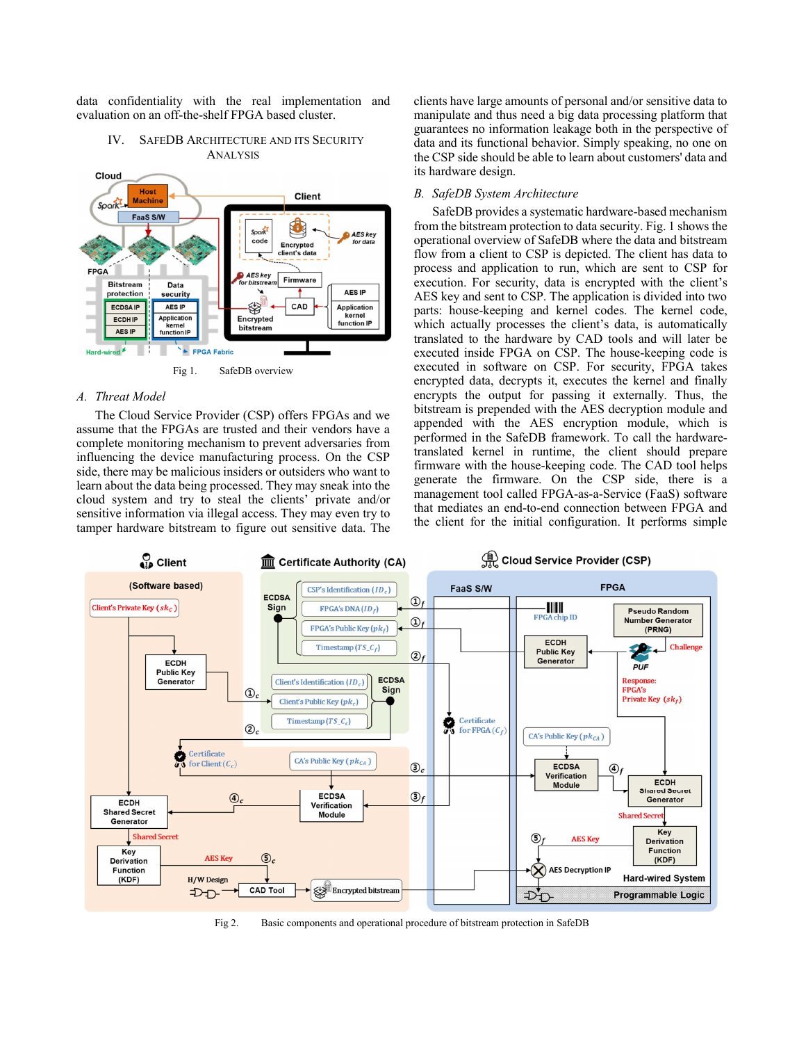data confidentiality with the real implementation and evaluation on an off-the-shelf FPGA based cluster.

## IV. SafeDB Architecture and its Security Analysis

Fig 1. SafeDB overview

### A. Threat Model

The Cloud Service Provider (CSP) offers FPGAs and we assume that the FPGAs are trusted and their vendors have a complete monitoring mechanism to prevent adversaries from influencing the device manufacturing process. On the CSP side, there may be malicious insiders or outsiders who want to learn about the data being processed. They may sneak into the cloud system and try to steal the clients' private and/or sensitive information via illegal access. They may even try to tamper hardware bitstream to figure out sensitive data. The clients have large amounts of personal and/or sensitive data to manipulate and thus need a big data processing platform that guarantees no information leakage both in the perspective of data and its functional behavior. Simply speaking, no one on the CSP side should be able to learn about customers' data and its hardware design.

### B. SafeDB System Architecture

SafeDB provides a systematic hardware-based mechanism from the bitstream protection to data security. Fig. 1 shows the operational overview of SafeDB where the data and bitstream flow from a client to CSP is depicted. The client has data to process and application to run, which are sent to CSP for execution. For security, data is encrypted with the client's AES key and sent to CSP. The application is divided into two parts: house-keeping and kernel codes. The kernel code, which actually processes the client's data, is automatically translated to the hardware by CAD tools and will later be executed inside FPGA on CSP. The house-keeping code is executed in software on CSP. For security, FPGA takes encrypted data, decrypts it, executes the kernel and finally encrypts the output for passing it externally. Thus, the bitstream is prepended with the AES decryption module and appended with the AES encryption module, which is performed in the SafeDB framework. To call the hardware-translated kernel in runtime, the client should prepare firmware with the house-keeping code. The CAD tool helps generate the firmware. On the CSP side, there is a management tool called FPGA-as-a-Service (FaaS) software that mediates an end-to-end connection between FPGA and the client for the initial configuration. It performs simple

Fig 2. Basic components and operational procedure of bitstream protection in SafeDB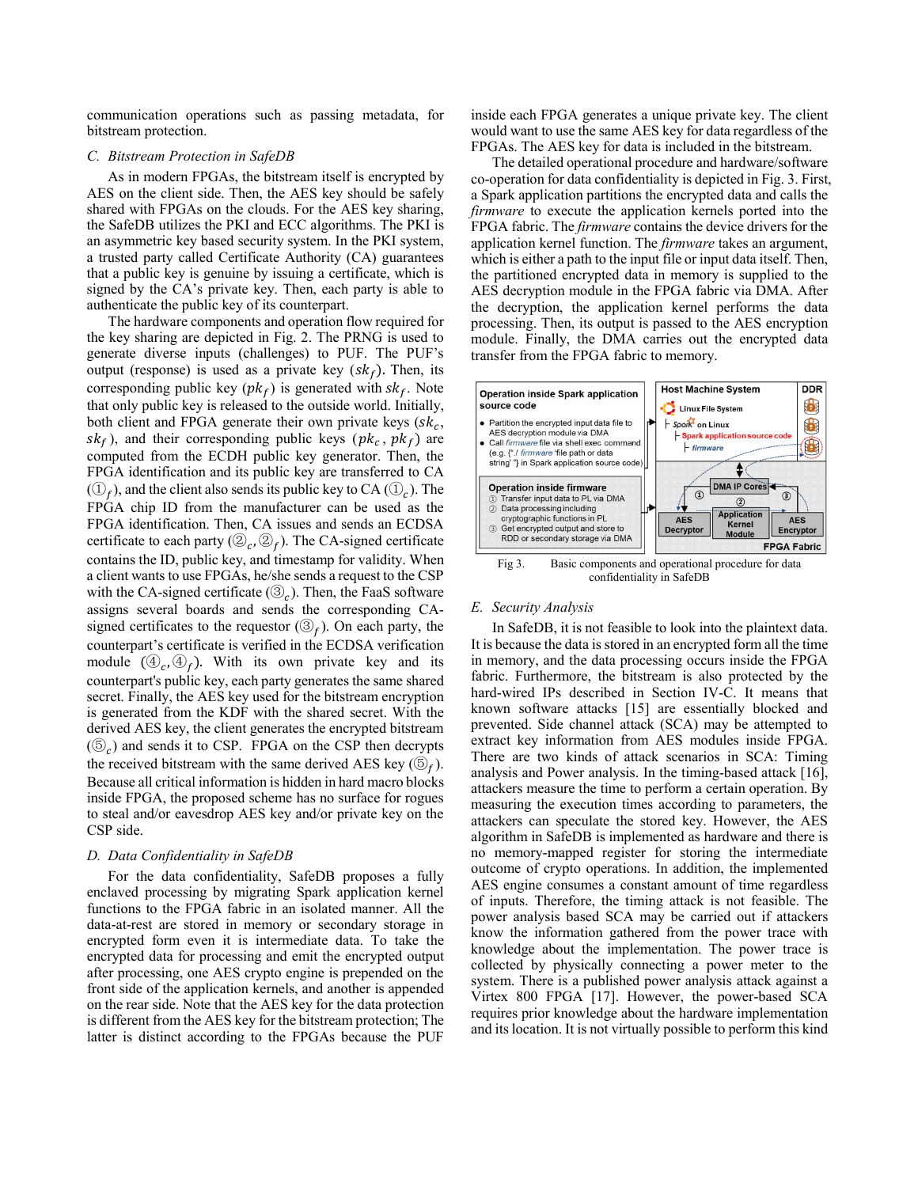communication operations such as passing metadata, for bitstream protection.

### C. Bitstream Protection in SafeDB

As in modern FPGAs, the bitstream itself is encrypted by AES on the client side. Then, the AES key should be safely shared with FPGAs on the clouds. For the AES key sharing, the SafeDB utilizes the PKI and ECC algorithms. The PKI is an asymmetric key based security system. In the PKI system, a trusted party called Certificate Authority (CA) guarantees that a public key is genuine by issuing a certificate, which is signed by the CA's private key. Then, each party is able to authenticate the public key of its counterpart.

The hardware components and operation flow required for the key sharing are depicted in Fig. 2. The PRNG is used to generate diverse inputs (challenges) to PUF. The PUF's output (response) is used as a private key ($sk_f$). Then, its corresponding public key ($pk_f$) is generated with $sk_f$. Note that only public key is released to the outside world. Initially, both client and FPGA generate their own private keys ($sk_c$, $sk_f$), and their corresponding public keys ($pk_c$, $pk_f$) are computed from the ECDH public key generator. Then, the FPGA identification and its public key are transferred to CA (①$_f$), and the client also sends its public key to CA (①$_c$). The FPGA chip ID from the manufacturer can be used as the FPGA identification. Then, CA issues and sends an ECDSA certificate to each party (②$_c$, ②$_f$). The CA-signed certificate contains the ID, public key, and timestamp for validity. When a client wants to use FPGAs, he/she sends a request to the CSP with the CA-signed certificate (③$_c$). Then, the FaaS software assigns several boards and sends the corresponding CA-signed certificates to the requestor (③$_f$). On each party, the counterpart's certificate is verified in the ECDSA verification module (④$_c$, ④$_f$). With its own private key and its counterpart's public key, each party generates the same shared secret. Finally, the AES key used for the bitstream encryption is generated from the KDF with the shared secret. With the derived AES key, the client generates the encrypted bitstream (⑤$_c$) and sends it to CSP. FPGA on the CSP then decrypts the received bitstream with the same derived AES key (⑤$_f$). Because all critical information is hidden in hard macro blocks inside FPGA, the proposed scheme has no surface for rogues to steal and/or eavesdrop AES key and/or private key on the CSP side.

### D. Data Confidentiality in SafeDB

For the data confidentiality, SafeDB proposes a fully enclaved processing by migrating Spark application kernel functions to the FPGA fabric in an isolated manner. All the data-at-rest are stored in memory or secondary storage in encrypted form even it is intermediate data. To take the encrypted data for processing and emit the encrypted output after processing, one AES crypto engine is prepended on the front side of the application kernels, and another is appended on the rear side. Note that the AES key for the data protection is different from the AES key for the bitstream protection; The latter is distinct according to the FPGAs because the PUF inside each FPGA generates a unique private key. The client would want to use the same AES key for data regardless of the FPGAs. The AES key for data is included in the bitstream.

The detailed operational procedure and hardware/software co-operation for data confidentiality is depicted in Fig. 3. First, a Spark application partitions the encrypted data and calls the *firmware* to execute the application kernels ported into the FPGA fabric. The *firmware* contains the device drivers for the application kernel function. The *firmware* takes an argument, which is either a path to the input file or input data itself. Then, the partitioned encrypted data in memory is supplied to the AES decryption module in the FPGA fabric via DMA. After the decryption, the application kernel performs the data processing. Then, its output is passed to the AES encryption module. Finally, the DMA carries out the encrypted data transfer from the FPGA fabric to memory.

Fig 3. Basic components and operational procedure for data confidentiality in SafeDB

### E. Security Analysis

In SafeDB, it is not feasible to look into the plaintext data. It is because the data is stored in an encrypted form all the time in memory, and the data processing occurs inside the FPGA fabric. Furthermore, the bitstream is also protected by the hard-wired IPs described in Section IV-C. It means that known software attacks [15] are essentially blocked and prevented. Side channel attack (SCA) may be attempted to extract key information from AES modules inside FPGA. There are two kinds of attack scenarios in SCA: Timing analysis and Power analysis. In the timing-based attack [16], attackers measure the time to perform a certain operation. By measuring the execution times according to parameters, the attackers can speculate the stored key. However, the AES algorithm in SafeDB is implemented as hardware and there is no memory-mapped register for storing the intermediate outcome of crypto operations. In addition, the implemented AES engine consumes a constant amount of time regardless of inputs. Therefore, the timing attack is not feasible. The power analysis based SCA may be carried out if attackers know the information gathered from the power trace with knowledge about the implementation. The power trace is collected by physically connecting a power meter to the system. There is a published power analysis attack against a Virtex 800 FPGA [17]. However, the power-based SCA requires prior knowledge about the hardware implementation and its location. It is not virtually possible to perform this kind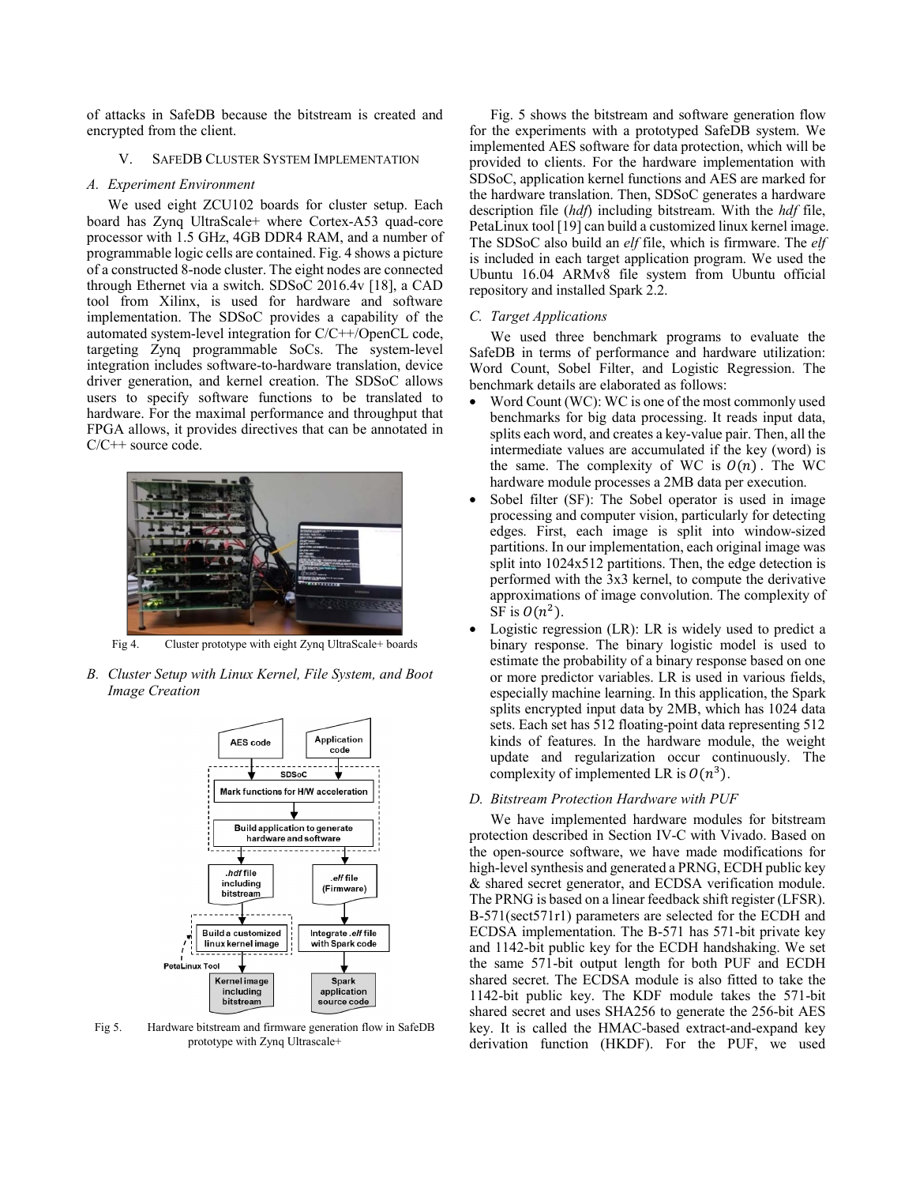of attacks in SafeDB because the bitstream is created and encrypted from the client.

## V. SafeDB Cluster System Implementation

### A. Experiment Environment

We used eight ZCU102 boards for cluster setup. Each board has Zynq UltraScale+ where Cortex-A53 quad-core processor with 1.5 GHz, 4GB DDR4 RAM, and a number of programmable logic cells are contained. Fig. 4 shows a picture of a constructed 8-node cluster. The eight nodes are connected through Ethernet via a switch. SDSoC 2016.4v [18], a CAD tool from Xilinx, is used for hardware and software implementation. The SDSoC provides a capability of the automated system-level integration for C/C++/OpenCL code, targeting Zynq programmable SoCs. The system-level integration includes software-to-hardware translation, device driver generation, and kernel creation. The SDSoC allows users to specify software functions to be translated to hardware. For the maximal performance and throughput that FPGA allows, it provides directives that can be annotated in C/C++ source code.

Fig 4. Cluster prototype with eight Zynq UltraScale+ boards

### B. Cluster Setup with Linux Kernel, File System, and Boot Image Creation

Fig 5. Hardware bitstream and firmware generation flow in SafeDB prototype with Zynq Ultrascale+

Fig. 5 shows the bitstream and software generation flow for the experiments with a prototyped SafeDB system. We implemented AES software for data protection, which will be provided to clients. For the hardware implementation with SDSoC, application kernel functions and AES are marked for the hardware translation. Then, SDSoC generates a hardware description file (*hdf*) including bitstream. With the *hdf* file, PetaLinux tool [19] can build a customized linux kernel image. The SDSoC also build an *elf* file, which is firmware. The *elf* is included in each target application program. We used the Ubuntu 16.04 ARMv8 file system from Ubuntu official repository and installed Spark 2.2.

### C. Target Applications

We used three benchmark programs to evaluate the SafeDB in terms of performance and hardware utilization: Word Count, Sobel Filter, and Logistic Regression. The benchmark details are elaborated as follows:

- Word Count (WC): WC is one of the most commonly used benchmarks for big data processing. It reads input data, splits each word, and creates a key-value pair. Then, all the intermediate values are accumulated if the key (word) is the same. The complexity of WC is $O(n)$. The WC hardware module processes a 2MB data per execution.
- Sobel filter (SF): The Sobel operator is used in image processing and computer vision, particularly for detecting edges. First, each image is split into window-sized partitions. In our implementation, each original image was split into 1024x512 partitions. Then, the edge detection is performed with the 3x3 kernel, to compute the derivative approximations of image convolution. The complexity of SF is $O(n^2)$.
- Logistic regression (LR): LR is widely used to predict a binary response. The binary logistic model is used to estimate the probability of a binary response based on one or more predictor variables. LR is used in various fields, especially machine learning. In this application, the Spark splits encrypted input data by 2MB, which has 1024 data sets. Each set has 512 floating-point data representing 512 kinds of features. In the hardware module, the weight update and regularization occur continuously. The complexity of implemented LR is $O(n^3)$.

### D. Bitstream Protection Hardware with PUF

We have implemented hardware modules for bitstream protection described in Section IV-C with Vivado. Based on the open-source software, we have made modifications for high-level synthesis and generated a PRNG, ECDH public key & shared secret generator, and ECDSA verification module. The PRNG is based on a linear feedback shift register (LFSR). B-571(sect571r1) parameters are selected for the ECDH and ECDSA implementation. The B-571 has 571-bit private key and 1142-bit public key for the ECDH handshaking. We set the same 571-bit output length for both PUF and ECDH shared secret. The ECDSA module is also fitted to take the 1142-bit public key. The KDF module takes the 571-bit shared secret and uses SHA256 to generate the 256-bit AES key. It is called the HMAC-based extract-and-expand key derivation function (HKDF). For the PUF, we used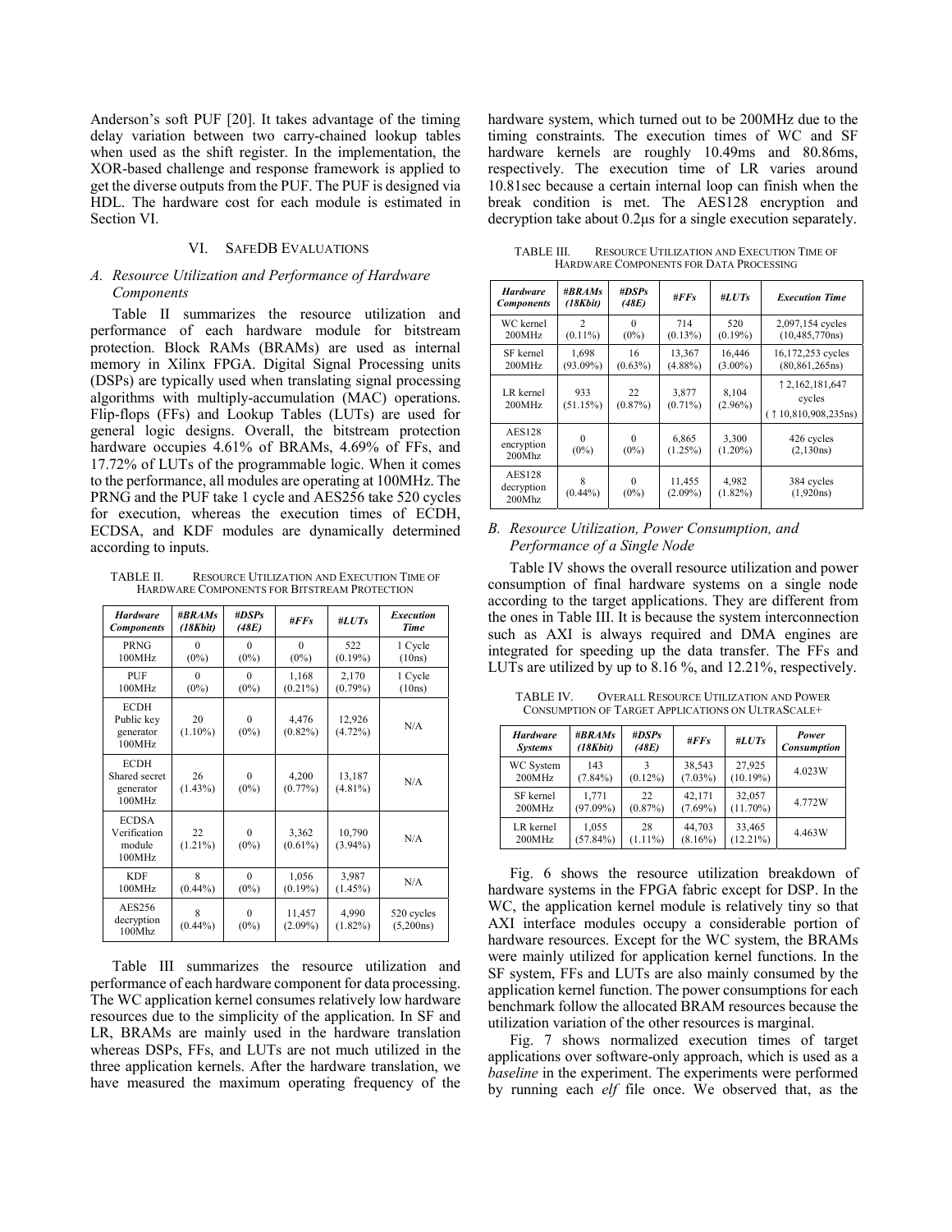Anderson's soft PUF [20]. It takes advantage of the timing delay variation between two carry-chained lookup tables when used as the shift register. In the implementation, the XOR-based challenge and response framework is applied to get the diverse outputs from the PUF. The PUF is designed via HDL. The hardware cost for each module is estimated in Section VI.

## VI. SAFEDB EVALUATIONS

### *A. Resource Utilization and Performance of Hardware Components*

Table II summarizes the resource utilization and performance of each hardware module for bitstream protection. Block RAMs (BRAMs) are used as internal memory in Xilinx FPGA. Digital Signal Processing units (DSPs) are typically used when translating signal processing algorithms with multiply-accumulation (MAC) operations. Flip-flops (FFs) and Lookup Tables (LUTs) are used for general logic designs. Overall, the bitstream protection hardware occupies 4.61% of BRAMs, 4.69% of FFs, and 17.72% of LUTs of the programmable logic. When it comes to the performance, all modules are operating at 100MHz. The PRNG and the PUF take 1 cycle and AES256 take 520 cycles for execution, whereas the execution times of ECDH, ECDSA, and KDF modules are dynamically determined according to inputs.

TABLE II. RESOURCE UTILIZATION AND EXECUTION TIME OF HARDWARE COMPONENTS FOR BITSTREAM PROTECTION

| *Hardware Components* | *#BRAMs (18Kbit)* | *#DSPs (48E)* | *#FFs* | *#LUTs* | *Execution Time* |
|---|---|---|---|---|---|
| PRNG 100MHz | 0 (0%) | 0 (0%) | 0 (0%) | 522 (0.19%) | 1 Cycle (10ns) |
| PUF 100MHz | 0 (0%) | 0 (0%) | 1,168 (0.21%) | 2,170 (0.79%) | 1 Cycle (10ns) |
| ECDH Public key generator 100MHz | 20 (1.10%) | 0 (0%) | 4,476 (0.82%) | 12,926 (4.72%) | N/A |
| ECDH Shared secret generator 100MHz | 26 (1.43%) | 0 (0%) | 4,200 (0.77%) | 13,187 (4.81%) | N/A |
| ECDSA Verification module 100MHz | 22 (1.21%) | 0 (0%) | 3,362 (0.61%) | 10,790 (3.94%) | N/A |
| KDF 100MHz | 8 (0.44%) | 0 (0%) | 1,056 (0.19%) | 3,987 (1.45%) | N/A |
| AES256 decryption 100Mhz | 8 (0.44%) | 0 (0%) | 11,457 (2.09%) | 4,990 (1.82%) | 520 cycles (5,200ns) |

Table III summarizes the resource utilization and performance of each hardware component for data processing. The WC application kernel consumes relatively low hardware resources due to the simplicity of the application. In SF and LR, BRAMs are mainly used in the hardware translation whereas DSPs, FFs, and LUTs are not much utilized in the three application kernels. After the hardware translation, we have measured the maximum operating frequency of the hardware system, which turned out to be 200MHz due to the timing constraints. The execution times of WC and SF hardware kernels are roughly 10.49ms and 80.86ms, respectively. The execution time of LR varies around 10.81sec because a certain internal loop can finish when the break condition is met. The AES128 encryption and decryption take about 0.2µs for a single execution separately.

TABLE III. RESOURCE UTILIZATION AND EXECUTION TIME OF HARDWARE COMPONENTS FOR DATA PROCESSING

| *Hardware Components* | *#BRAMs (18Kbit)* | *#DSPs (48E)* | *#FFs* | *#LUTs* | *Execution Time* |
|---|---|---|---|---|---|
| WC kernel 200MHz | 2 (0.11%) | 0 (0%) | 714 (0.13%) | 520 (0.19%) | 2,097,154 cycles (10,485,770ns) |
| SF kernel 200MHz | 1,698 (93.09%) | 16 (0.63%) | 13,367 (4.88%) | 16,446 (3.00%) | 16,172,253 cycles (80,861,265ns) |
| LR kernel 200MHz | 933 (51.15%) | 22 (0.87%) | 3,877 (0.71%) | 8,104 (2.96%) | ↑2,162,181,647 cycles (↑10,810,908,235ns) |
| AES128 encryption 200Mhz | 0 (0%) | 0 (0%) | 6,865 (1.25%) | 3,300 (1.20%) | 426 cycles (2,130ns) |
| AES128 decryption 200Mhz | 8 (0.44%) | 0 (0%) | 11,455 (2.09%) | 4,982 (1.82%) | 384 cycles (1,920ns) |

### *B. Resource Utilization, Power Consumption, and Performance of a Single Node*

Table IV shows the overall resource utilization and power consumption of final hardware systems on a single node according to the target applications. They are different from the ones in Table III. It is because the system interconnection such as AXI is always required and DMA engines are integrated for speeding up the data transfer. The FFs and LUTs are utilized by up to 8.16 %, and 12.21%, respectively.

TABLE IV. OVERALL RESOURCE UTILIZATION AND POWER CONSUMPTION OF TARGET APPLICATIONS ON ULTRASCALE+

| *Hardware Systems* | *#BRAMs (18Kbit)* | *#DSPs (48E)* | *#FFs* | *#LUTs* | *Power Consumption* |
|---|---|---|---|---|---|
| WC System 200MHz | 143 (7.84%) | 3 (0.12%) | 38,543 (7.03%) | 27,925 (10.19%) | 4.023W |
| SF kernel 200MHz | 1,771 (97.09%) | 22 (0.87%) | 42,171 (7.69%) | 32,057 (11.70%) | 4.772W |
| LR kernel 200MHz | 1,055 (57.84%) | 28 (1.11%) | 44,703 (8.16%) | 33,465 (12.21%) | 4.463W |

Fig. 6 shows the resource utilization breakdown of hardware systems in the FPGA fabric except for DSP. In the WC, the application kernel module is relatively tiny so that AXI interface modules occupy a considerable portion of hardware resources. Except for the WC system, the BRAMs were mainly utilized for application kernel functions. In the SF system, FFs and LUTs are also mainly consumed by the application kernel function. The power consumptions for each benchmark follow the allocated BRAM resources because the utilization variation of the other resources is marginal.

Fig. 7 shows normalized execution times of target applications over software-only approach, which is used as a *baseline* in the experiment. The experiments were performed by running each *elf* file once. We observed that, as the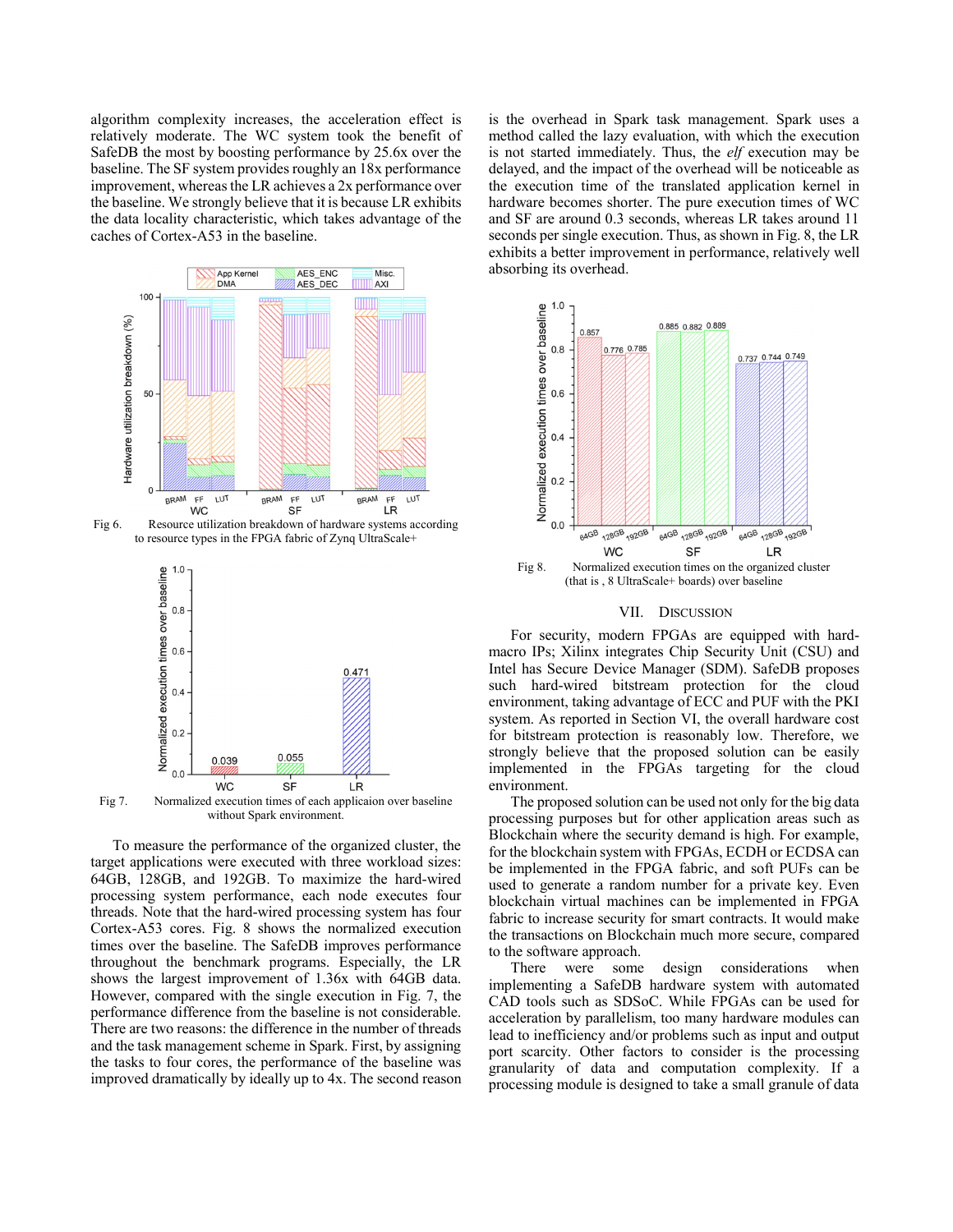algorithm complexity increases, the acceleration effect is relatively moderate. The WC system took the benefit of SafeDB the most by boosting performance by 25.6x over the baseline. The SF system provides roughly an 18x performance improvement, whereas the LR achieves a 2x performance over the baseline. We strongly believe that it is because LR exhibits the data locality characteristic, which takes advantage of the caches of Cortex-A53 in the baseline.

Fig 6. Resource utilization breakdown of hardware systems according to resource types in the FPGA fabric of Zynq UltraScale+

Fig 7. Normalized execution times of each applicaion over baseline without Spark environment.

To measure the performance of the organized cluster, the target applications were executed with three workload sizes: 64GB, 128GB, and 192GB. To maximize the hard-wired processing system performance, each node executes four threads. Note that the hard-wired processing system has four Cortex-A53 cores. Fig. 8 shows the normalized execution times over the baseline. The SafeDB improves performance throughout the benchmark programs. Especially, the LR shows the largest improvement of 1.36x with 64GB data. However, compared with the single execution in Fig. 7, the performance difference from the baseline is not considerable. There are two reasons: the difference in the number of threads and the task management scheme in Spark. First, by assigning the tasks to four cores, the performance of the baseline was improved dramatically by ideally up to 4x. The second reason is the overhead in Spark task management. Spark uses a method called the lazy evaluation, with which the execution is not started immediately. Thus, the *elf* execution may be delayed, and the impact of the overhead will be noticeable as the execution time of the translated application kernel in hardware becomes shorter. The pure execution times of WC and SF are around 0.3 seconds, whereas LR takes around 11 seconds per single execution. Thus, as shown in Fig. 8, the LR exhibits a better improvement in performance, relatively well absorbing its overhead.

Fig 8. Normalized execution times on the organized cluster (that is , 8 UltraScale+ boards) over baseline

## VII. Discussion

For security, modern FPGAs are equipped with hard-macro IPs; Xilinx integrates Chip Security Unit (CSU) and Intel has Secure Device Manager (SDM). SafeDB proposes such hard-wired bitstream protection for the cloud environment, taking advantage of ECC and PUF with the PKI system. As reported in Section VI, the overall hardware cost for bitstream protection is reasonably low. Therefore, we strongly believe that the proposed solution can be easily implemented in the FPGAs targeting for the cloud environment.

The proposed solution can be used not only for the big data processing purposes but for other application areas such as Blockchain where the security demand is high. For example, for the blockchain system with FPGAs, ECDH or ECDSA can be implemented in the FPGA fabric, and soft PUFs can be used to generate a random number for a private key. Even blockchain virtual machines can be implemented in FPGA fabric to increase security for smart contracts. It would make the transactions on Blockchain much more secure, compared to the software approach.

There were some design considerations when implementing a SafeDB hardware system with automated CAD tools such as SDSoC. While FPGAs can be used for acceleration by parallelism, too many hardware modules can lead to inefficiency and/or problems such as input and output port scarcity. Other factors to consider is the processing granularity of data and computation complexity. If a processing module is designed to take a small granule of data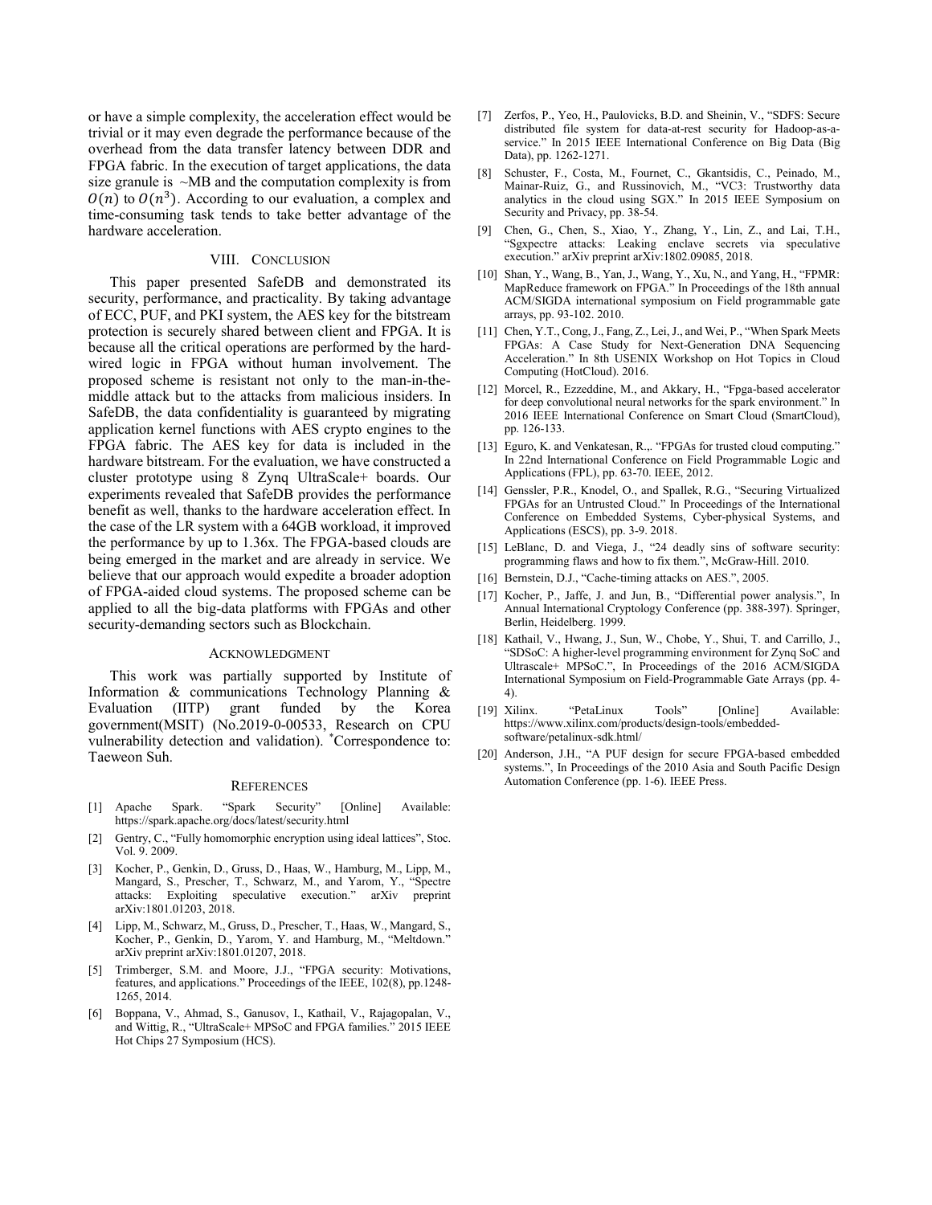or have a simple complexity, the acceleration effect would be trivial or it may even degrade the performance because of the overhead from the data transfer latency between DDR and FPGA fabric. In the execution of target applications, the data size granule is ~MB and the computation complexity is from $O(n)$ to $O(n^3)$. According to our evaluation, a complex and time-consuming task tends to take better advantage of the hardware acceleration.

## VIII. Conclusion

This paper presented SafeDB and demonstrated its security, performance, and practicality. By taking advantage of ECC, PUF, and PKI system, the AES key for the bitstream protection is securely shared between client and FPGA. It is because all the critical operations are performed by the hard-wired logic in FPGA without human involvement. The proposed scheme is resistant not only to the man-in-the-middle attack but to the attacks from malicious insiders. In SafeDB, the data confidentiality is guaranteed by migrating application kernel functions with AES crypto engines to the FPGA fabric. The AES key for data is included in the hardware bitstream. For the evaluation, we have constructed a cluster prototype using 8 Zynq UltraScale+ boards. Our experiments revealed that SafeDB provides the performance benefit as well, thanks to the hardware acceleration effect. In the case of the LR system with a 64GB workload, it improved the performance by up to 1.36x. The FPGA-based clouds are being emerged in the market and are already in service. We believe that our approach would expedite a broader adoption of FPGA-aided cloud systems. The proposed scheme can be applied to all the big-data platforms with FPGAs and other security-demanding sectors such as Blockchain.

## Acknowledgment

This work was partially supported by Institute of Information & communications Technology Planning & Evaluation (IITP) grant funded by the Korea government(MSIT) (No.2019-0-00533, Research on CPU vulnerability detection and validation). *Correspondence to: Taeweon Suh.

## References

[1] Apache Spark. "Spark Security" [Online] Available: https://spark.apache.org/docs/latest/security.html

[2] Gentry, C., "Fully homomorphic encryption using ideal lattices", Stoc. Vol. 9. 2009.

[3] Kocher, P., Genkin, D., Gruss, D., Haas, W., Hamburg, M., Lipp, M., Mangard, S., Prescher, T., Schwarz, M., and Yarom, Y., "Spectre attacks: Exploiting speculative execution." arXiv preprint arXiv:1801.01203, 2018.

[4] Lipp, M., Schwarz, M., Gruss, D., Prescher, T., Haas, W., Mangard, S., Kocher, P., Genkin, D., Yarom, Y. and Hamburg, M., "Meltdown." arXiv preprint arXiv:1801.01207, 2018.

[5] Trimberger, S.M. and Moore, J.J., "FPGA security: Motivations, features, and applications." Proceedings of the IEEE, 102(8), pp.1248-1265, 2014.

[6] Boppana, V., Ahmad, S., Ganusov, I., Kathail, V., Rajagopalan, V., and Wittig, R., "UltraScale+ MPSoC and FPGA families." 2015 IEEE Hot Chips 27 Symposium (HCS).

[7] Zerfos, P., Yeo, H., Paulovicks, B.D. and Sheinin, V., "SDFS: Secure distributed file system for data-at-rest security for Hadoop-as-a-service." In 2015 IEEE International Conference on Big Data (Big Data), pp. 1262-1271.

[8] Schuster, F., Costa, M., Fournet, C., Gkantsidis, C., Peinado, M., Mainar-Ruiz, G., and Russinovich, M., "VC3: Trustworthy data analytics in the cloud using SGX." In 2015 IEEE Symposium on Security and Privacy, pp. 38-54.

[9] Chen, G., Chen, S., Xiao, Y., Zhang, Y., Lin, Z., and Lai, T.H., "Sgxpectre attacks: Leaking enclave secrets via speculative execution." arXiv preprint arXiv:1802.09085, 2018.

[10] Shan, Y., Wang, B., Yan, J., Wang, Y., Xu, N., and Yang, H., "FPMR: MapReduce framework on FPGA." In Proceedings of the 18th annual ACM/SIGDA international symposium on Field programmable gate arrays, pp. 93-102. 2010.

[11] Chen, Y.T., Cong, J., Fang, Z., Lei, J., and Wei, P., "When Spark Meets FPGAs: A Case Study for Next-Generation DNA Sequencing Acceleration." In 8th USENIX Workshop on Hot Topics in Cloud Computing (HotCloud). 2016.

[12] Morcel, R., Ezzeddine, M., and Akkary, H., "Fpga-based accelerator for deep convolutional neural networks for the spark environment." In 2016 IEEE International Conference on Smart Cloud (SmartCloud), pp. 126-133.

[13] Eguro, K. and Venkatesan, R.,. "FPGAs for trusted cloud computing." In 22nd International Conference on Field Programmable Logic and Applications (FPL), pp. 63-70. IEEE, 2012.

[14] Genssler, P.R., Knodel, O., and Spallek, R.G., "Securing Virtualized FPGAs for an Untrusted Cloud." In Proceedings of the International Conference on Embedded Systems, Cyber-physical Systems, and Applications (ESCS), pp. 3-9. 2018.

[15] LeBlanc, D. and Viega, J., "24 deadly sins of software security: programming flaws and how to fix them.", McGraw-Hill. 2010.

[16] Bernstein, D.J., "Cache-timing attacks on AES.", 2005.

[17] Kocher, P., Jaffe, J. and Jun, B., "Differential power analysis.", In Annual International Cryptology Conference (pp. 388-397). Springer, Berlin, Heidelberg. 1999.

[18] Kathail, V., Hwang, J., Sun, W., Chobe, Y., Shui, T. and Carrillo, J., "SDSoC: A higher-level programming environment for Zynq SoC and Ultrascale+ MPSoC.", In Proceedings of the 2016 ACM/SIGDA International Symposium on Field-Programmable Gate Arrays (pp. 4-4).

[19] Xilinx. "PetaLinux Tools" [Online] Available: https://www.xilinx.com/products/design-tools/embedded-software/petalinux-sdk.html/

[20] Anderson, J.H., "A PUF design for secure FPGA-based embedded systems.", In Proceedings of the 2010 Asia and South Pacific Design Automation Conference (pp. 1-6). IEEE Press.